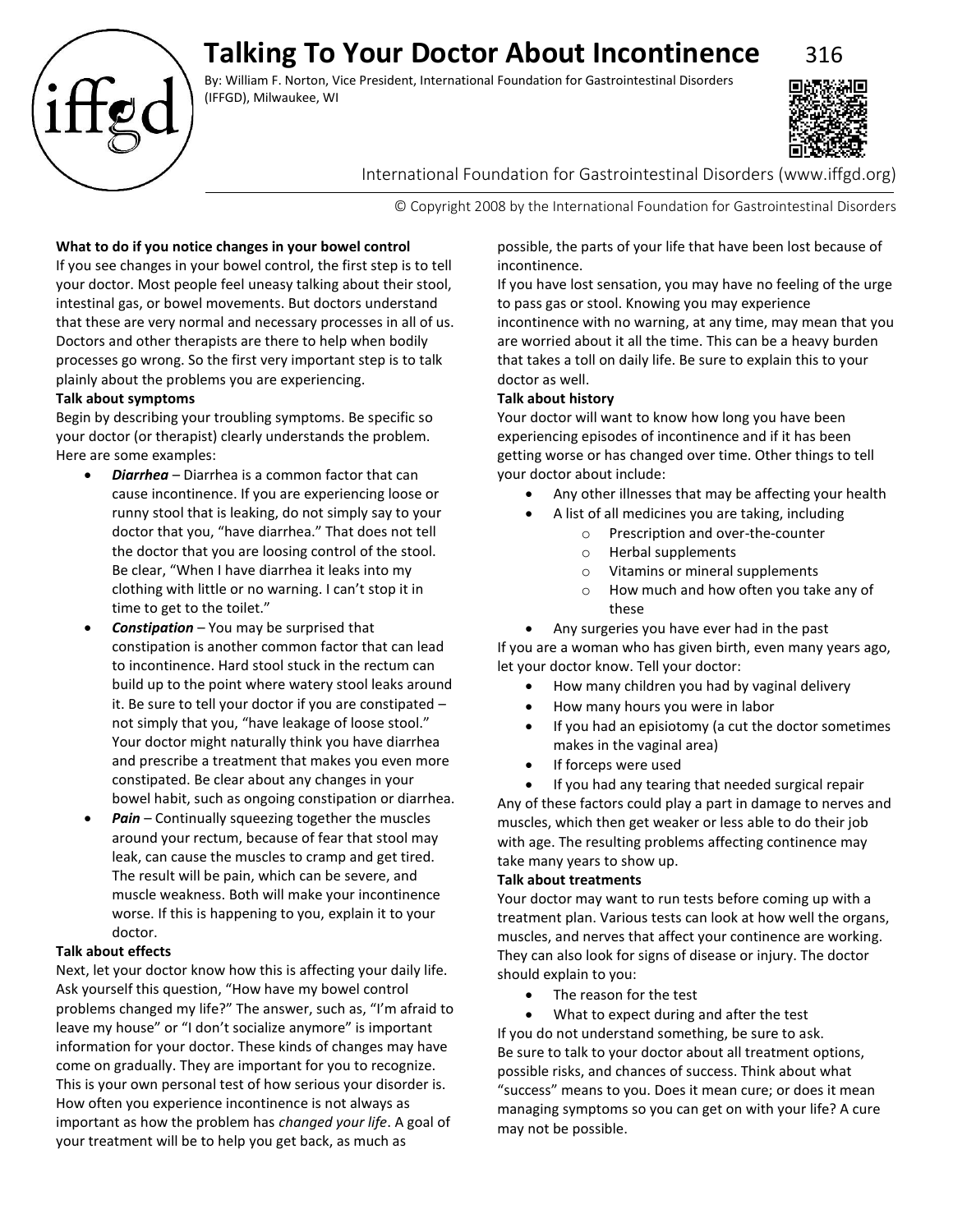# Talking To Your Doctor About Incontinence

316

By: William F. Norton, Vice President, International Foundation for Gastrointestinal Disorders (IFFGD), Milwaukee, WI

International Foundation for Gastrointestinal Disorders (www.iffgd.org)

© Copyright 2008 by the International Foundation for Gastrointestinal Disorders

**What to do if you notice changes in your bowel control**

If you see changes in your bowel control, the first step is to tell your doctor. Most people feel uneasy talking about their stool, intestinal gas, or bowel movements. But doctors understand that these are very normal and necessary processes in all of us. Doctors and other therapists are there to help when bodily processes go wrong. So the first very important step is to talk plainly about the problems you are experiencing.

**Talk about symptoms**

Begin by describing your troubling symptoms. Be specific so your doctor (or therapist) clearly understands the problem. Here are some examples:

- ***Diarrhea*** – Diarrhea is a common factor that can cause incontinence. If you are experiencing loose or runny stool that is leaking, do not simply say to your doctor that you, "have diarrhea." That does not tell the doctor that you are loosing control of the stool. Be clear, "When I have diarrhea it leaks into my clothing with little or no warning. I can't stop it in time to get to the toilet."
- ***Constipation*** – You may be surprised that constipation is another common factor that can lead to incontinence. Hard stool stuck in the rectum can build up to the point where watery stool leaks around it. Be sure to tell your doctor if you are constipated – not simply that you, "have leakage of loose stool." Your doctor might naturally think you have diarrhea and prescribe a treatment that makes you even more constipated. Be clear about any changes in your bowel habit, such as ongoing constipation or diarrhea.
- ***Pain*** – Continually squeezing together the muscles around your rectum, because of fear that stool may leak, can cause the muscles to cramp and get tired. The result will be pain, which can be severe, and muscle weakness. Both will make your incontinence worse. If this is happening to you, explain it to your doctor.

**Talk about effects**

Next, let your doctor know how this is affecting your daily life. Ask yourself this question, "How have my bowel control problems changed my life?" The answer, such as, "I'm afraid to leave my house" or "I don't socialize anymore" is important information for your doctor. These kinds of changes may have come on gradually. They are important for you to recognize. This is your own personal test of how serious your disorder is. How often you experience incontinence is not always as important as how the problem has *changed your life*. A goal of your treatment will be to help you get back, as much as possible, the parts of your life that have been lost because of incontinence.

If you have lost sensation, you may have no feeling of the urge to pass gas or stool. Knowing you may experience incontinence with no warning, at any time, may mean that you are worried about it all the time. This can be a heavy burden that takes a toll on daily life. Be sure to explain this to your doctor as well.

**Talk about history**

Your doctor will want to know how long you have been experiencing episodes of incontinence and if it has been getting worse or has changed over time. Other things to tell your doctor about include:

- Any other illnesses that may be affecting your health
- A list of all medicines you are taking, including
  - Prescription and over-the-counter
  - Herbal supplements
  - Vitamins or mineral supplements
  - How much and how often you take any of these
- Any surgeries you have ever had in the past

If you are a woman who has given birth, even many years ago, let your doctor know. Tell your doctor:

- How many children you had by vaginal delivery
- How many hours you were in labor
- If you had an episiotomy (a cut the doctor sometimes makes in the vaginal area)
- If forceps were used
- If you had any tearing that needed surgical repair

Any of these factors could play a part in damage to nerves and muscles, which then get weaker or less able to do their job with age. The resulting problems affecting continence may take many years to show up.

**Talk about treatments**

Your doctor may want to run tests before coming up with a treatment plan. Various tests can look at how well the organs, muscles, and nerves that affect your continence are working. They can also look for signs of disease or injury. The doctor should explain to you:

- The reason for the test
- What to expect during and after the test

If you do not understand something, be sure to ask.

Be sure to talk to your doctor about all treatment options, possible risks, and chances of success. Think about what "success" means to you. Does it mean cure; or does it mean managing symptoms so you can get on with your life? A cure may not be possible.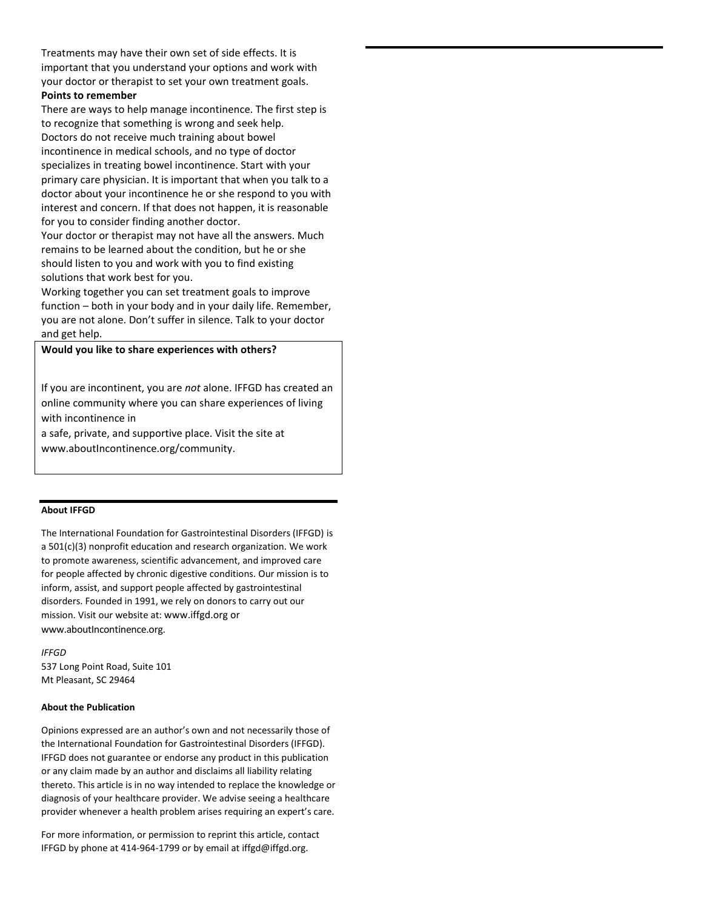Treatments may have their own set of side effects. It is important that you understand your options and work with your doctor or therapist to set your own treatment goals.

**Points to remember**

There are ways to help manage incontinence. The first step is to recognize that something is wrong and seek help.

Doctors do not receive much training about bowel incontinence in medical schools, and no type of doctor specializes in treating bowel incontinence. Start with your primary care physician. It is important that when you talk to a doctor about your incontinence he or she respond to you with interest and concern. If that does not happen, it is reasonable for you to consider finding another doctor.

Your doctor or therapist may not have all the answers. Much remains to be learned about the condition, but he or she should listen to you and work with you to find existing solutions that work best for you.

Working together you can set treatment goals to improve function – both in your body and in your daily life. Remember, you are not alone. Don't suffer in silence. Talk to your doctor and get help.

**Would you like to share experiences with others?**

If you are incontinent, you are *not* alone. IFFGD has created an online community where you can share experiences of living with incontinence in a safe, private, and supportive place. Visit the site at www.aboutIncontinence.org/community.

**About IFFGD**

The International Foundation for Gastrointestinal Disorders (IFFGD) is a 501(c)(3) nonprofit education and research organization. We work to promote awareness, scientific advancement, and improved care for people affected by chronic digestive conditions. Our mission is to inform, assist, and support people affected by gastrointestinal disorders. Founded in 1991, we rely on donors to carry out our mission. Visit our website at: www.iffgd.org or www.aboutIncontinence.org.

*IFFGD*
537 Long Point Road, Suite 101
Mt Pleasant, SC 29464

**About the Publication**

Opinions expressed are an author's own and not necessarily those of the International Foundation for Gastrointestinal Disorders (IFFGD). IFFGD does not guarantee or endorse any product in this publication or any claim made by an author and disclaims all liability relating thereto. This article is in no way intended to replace the knowledge or diagnosis of your healthcare provider. We advise seeing a healthcare provider whenever a health problem arises requiring an expert's care.

For more information, or permission to reprint this article, contact IFFGD by phone at 414-964-1799 or by email at iffgd@iffgd.org.